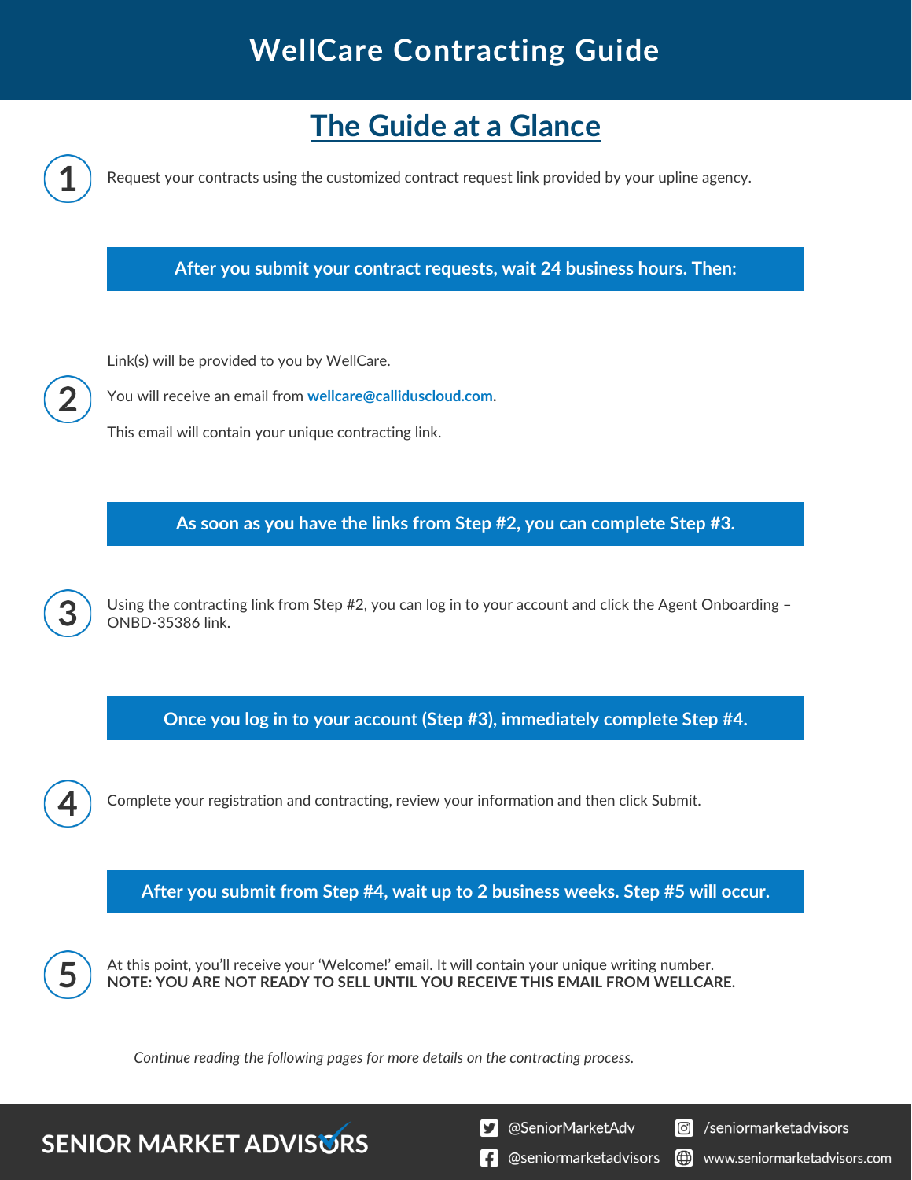# WellCare Contracting Guide

## The Guide at a Glance

**1** Request your contracts using the customized contract request link provided by your upline agency.

**After you submit your contract requests, wait 24 business hours. Then:**

**2** Link(s) will be provided to you by WellCare.

You will receive an email from **wellcare@calliduscloud.com**.

This email will contain your unique contracting link.

**As soon as you have the links from Step #2, you can complete Step #3.**

**3** Using the contracting link from Step #2, you can log in to your account and click the Agent Onboarding – ONBD-35386 link.

**Once you log in to your account (Step #3), immediately complete Step #4.**

**4** Complete your registration and contracting, review your information and then click Submit.

**After you submit from Step #4, wait up to 2 business weeks. Step #5 will occur.**

**5** At this point, you'll receive your 'Welcome!' email. It will contain your unique writing number.
**NOTE: YOU ARE NOT READY TO SELL UNTIL YOU RECEIVE THIS EMAIL FROM WELLCARE.**

*Continue reading the following pages for more details on the contracting process.*

SENIOR MARKET ADVISORS

@SeniorMarketAdv
/seniormarketadvisors
@seniormarketadvisors
www.seniormarketadvisors.com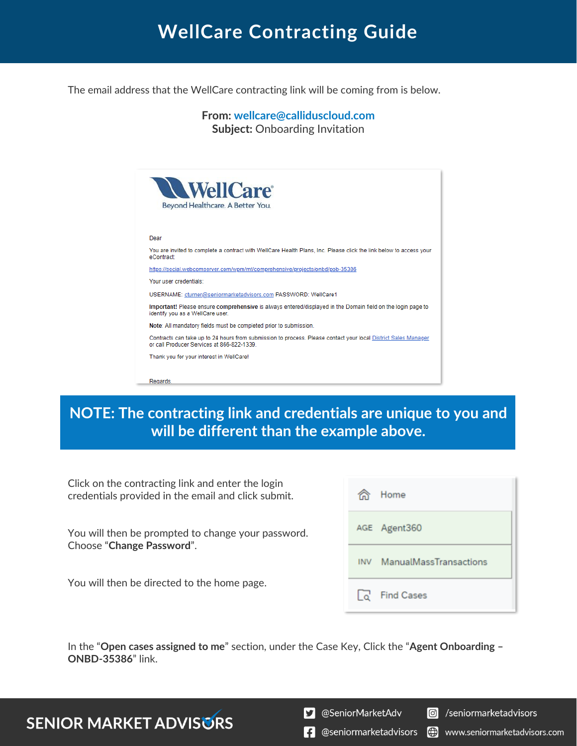# WellCare Contracting Guide

The email address that the WellCare contracting link will be coming from is below.

**From:** wellcare@calliduscloud.com
**Subject:** Onboarding Invitation

WellCare
Beyond Healthcare. A Better You.

Dear

You are invited to complete a contract with WellCare Health Plans, Inc. Please click the link below to access your eContract:

https://social.webcomserver.com/wpm/mt/comprehensive/projects/onbd/pob-35386

Your user credentials:

USERNAME: cturner@seniormarketadvisors.com PASSWORD: WellCare1

**Important!** Please ensure **comprehensive** is always entered/displayed in the Domain field on the login page to identify you as a WellCare user.

**Note**: All mandatory fields must be completed prior to submission.

Contracts can take up to 24 hours from submission to process. Please contact your local District Sales Manager or call Producer Services at 866-822-1339.

Thank you for your interest in WellCare!

Regards,

**NOTE: The contracting link and credentials are unique to you and will be different than the example above.**

Click on the contracting link and enter the login credentials provided in the email and click submit.

You will then be prompted to change your password. Choose "**Change Password**".

You will then be directed to the home page.

- Home
- AGE Agent360
- INV ManualMassTransactions
- Find Cases

In the "**Open cases assigned to me**" section, under the Case Key, Click the "**Agent Onboarding – ONBD-35386**" link.

SENIOR MARKET ADVISORS

@SeniorMarketAdv /seniormarketadvisors @seniormarketadvisors www.seniormarketadvisors.com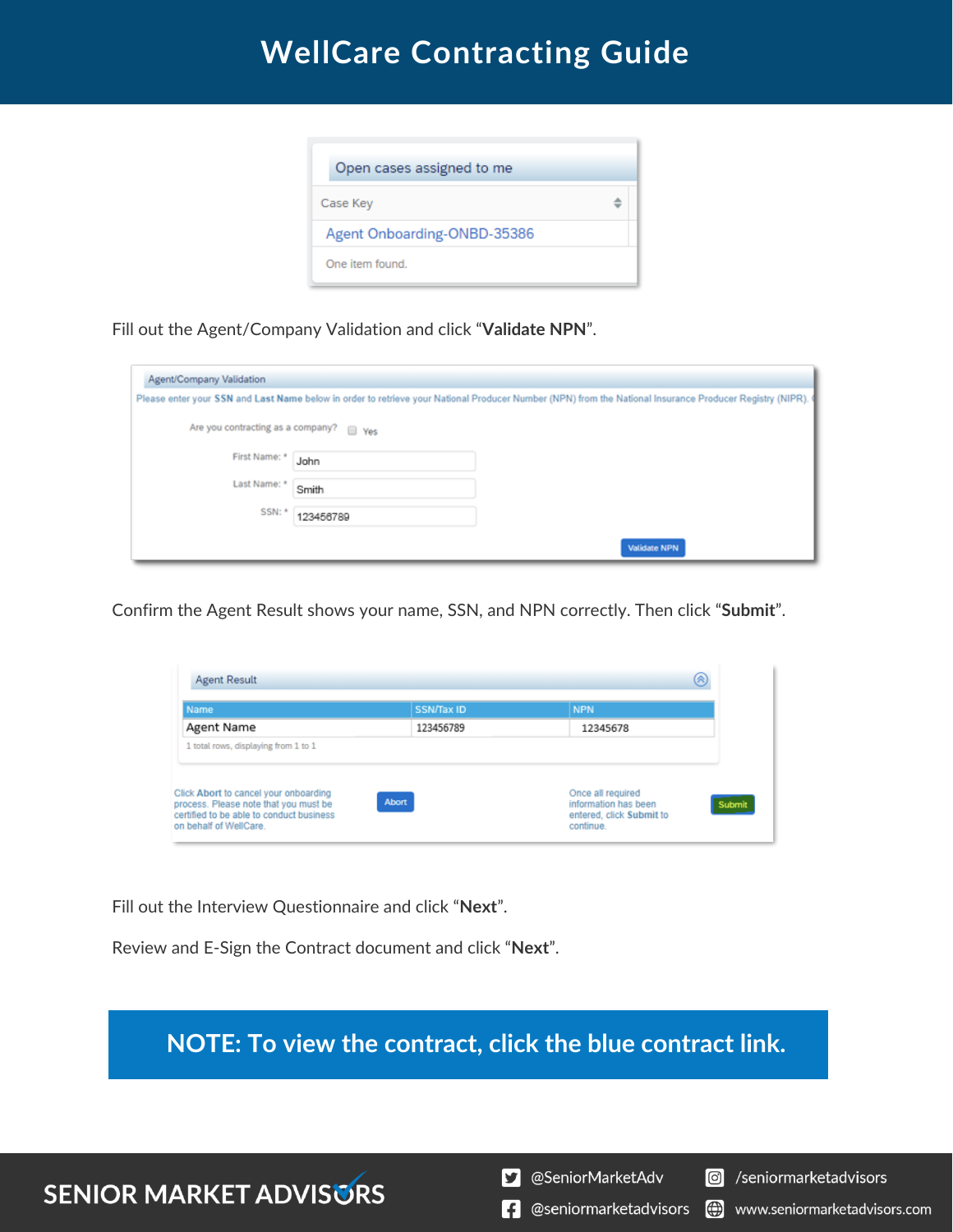# WellCare Contracting Guide

Open cases assigned to me

| Case Key |
| --- |
| Agent Onboarding-ONBD-35386 |

One item found.

Fill out the Agent/Company Validation and click "**Validate NPN**".

Agent/Company Validation

Please enter your **SSN** and **Last Name** below in order to retrieve your National Producer Number (NPN) from the National Insurance Producer Registry (NIPR).

Are you contracting as a company? Yes

First Name: * John

Last Name: * Smith

SSN: * 123456789

Validate NPN

Confirm the Agent Result shows your name, SSN, and NPN correctly. Then click "**Submit**".

Agent Result

| Name | SSN/Tax ID | NPN |
| --- | --- | --- |
| Agent Name | 123456789 | 12345678 |

1 total rows, displaying from 1 to 1

Click Abort to cancel your onboarding process. Please note that you must be certified to be able to conduct business on behalf of WellCare. Abort

Once all required information has been entered, click **Submit** to continue. Submit

Fill out the Interview Questionnaire and click "**Next**".

Review and E-Sign the Contract document and click "**Next**".

**NOTE: To view the contract, click the blue contract link.**

SENIOR MARKET ADVISORS

@SeniorMarketAdv

/seniormarketadvisors

@seniormarketadvisors

www.seniormarketadvisors.com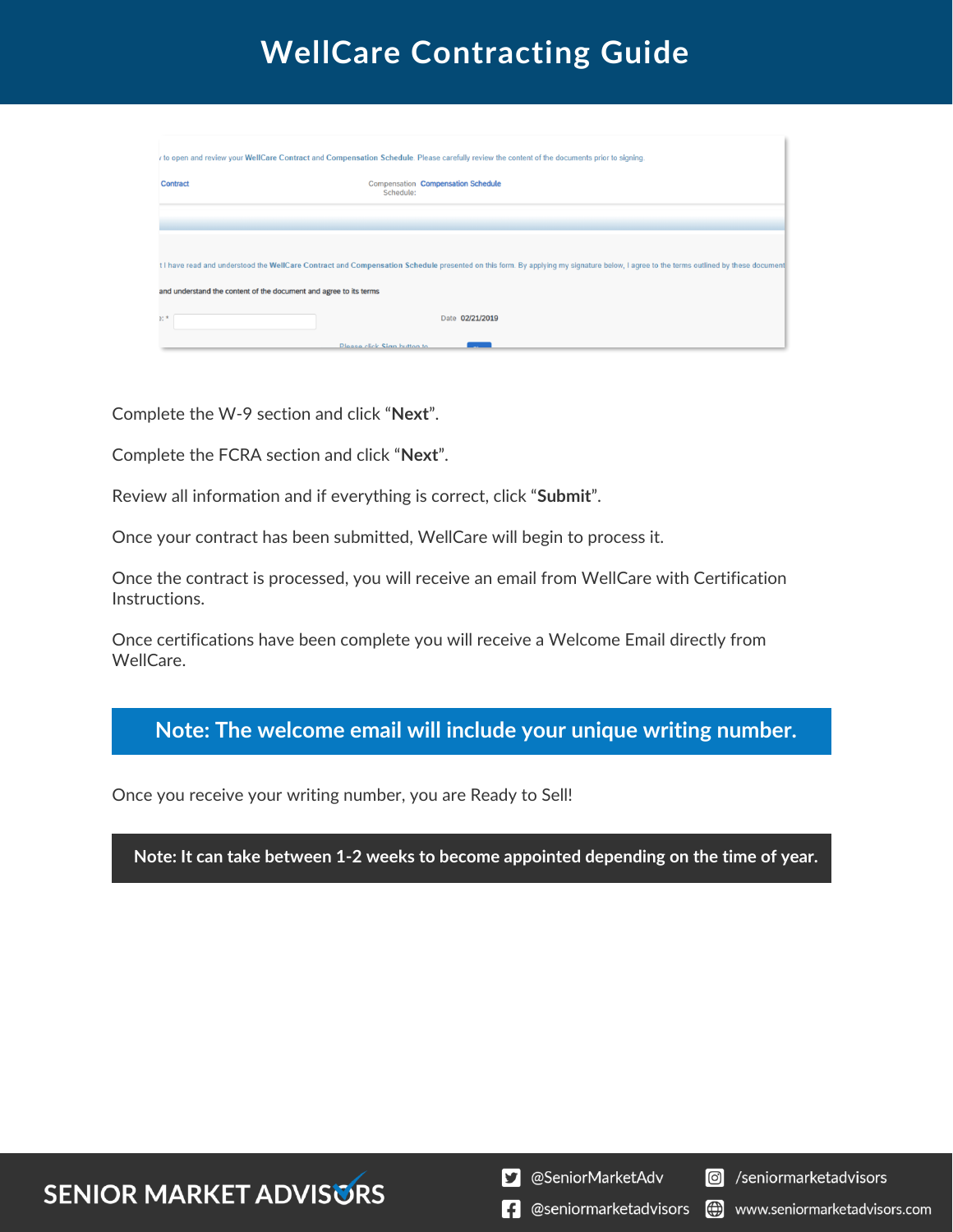Complete the W-9 section and click "**Next**".

Complete the FCRA section and click "**Next**".

Review all information and if everything is correct, click "**Submit**".

Once your contract has been submitted, WellCare will begin to process it.

Once the contract is processed, you will receive an email from WellCare with Certification Instructions.

Once certifications have been complete you will receive a Welcome Email directly from WellCare.

**Note: The welcome email will include your unique writing number.**

Once you receive your writing number, you are Ready to Sell!

**Note: It can take between 1-2 weeks to become appointed depending on the time of year.**